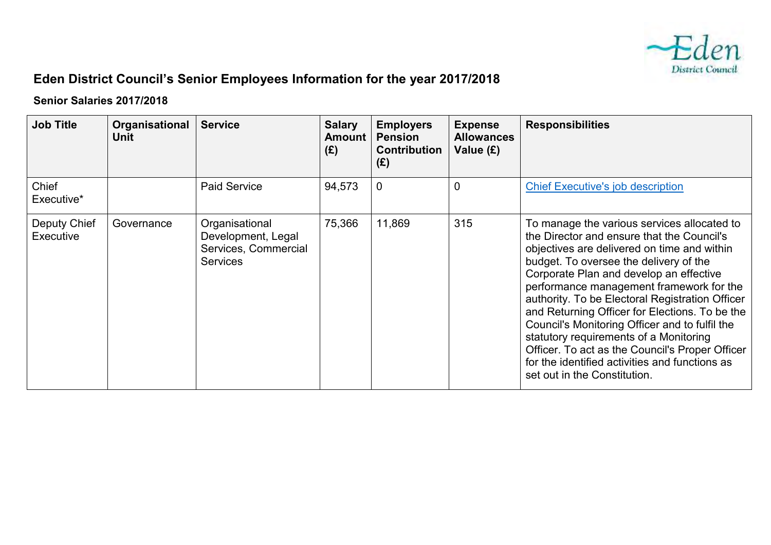# Eden District Council's Senior Employees Information for the year 2017/2018

### Senior Salaries 2017/2018

| Job Title | Organisational Unit | Service | Salary Amount (£) | Employers Pension Contribution (£) | Expense Allowances Value (£) | Responsibilities |
|---|---|---|---|---|---|---|
| Chief Executive* | | Paid Service | 94,573 | 0 | 0 | Chief Executive's job description |
| Deputy Chief Executive | Governance | Organisational Development, Legal Services, Commercial Services | 75,366 | 11,869 | 315 | To manage the various services allocated to the Director and ensure that the Council's objectives are delivered on time and within budget. To oversee the delivery of the Corporate Plan and develop an effective performance management framework for the authority. To be Electoral Registration Officer and Returning Officer for Elections. To be the Council's Monitoring Officer and to fulfil the statutory requirements of a Monitoring Officer. To act as the Council's Proper Officer for the identified activities and functions as set out in the Constitution. |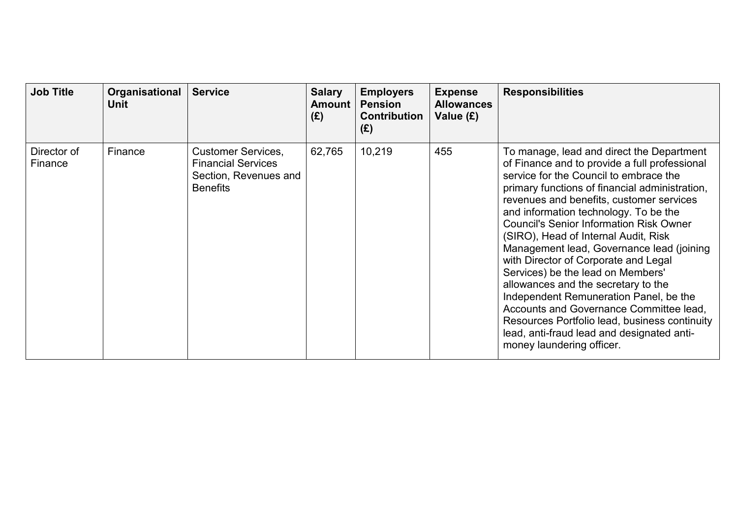| Job Title | Organisational Unit | Service | Salary Amount (£) | Employers Pension Contribution (£) | Expense Allowances Value (£) | Responsibilities |
|---|---|---|---|---|---|---|
| Director of Finance | Finance | Customer Services, Financial Services Section, Revenues and Benefits | 62,765 | 10,219 | 455 | To manage, lead and direct the Department of Finance and to provide a full professional service for the Council to embrace the primary functions of financial administration, revenues and benefits, customer services and information technology. To be the Council's Senior Information Risk Owner (SIRO), Head of Internal Audit, Risk Management lead, Governance lead (joining with Director of Corporate and Legal Services) be the lead on Members' allowances and the secretary to the Independent Remuneration Panel, be the Accounts and Governance Committee lead, Resources Portfolio lead, business continuity lead, anti-fraud lead and designated anti-money laundering officer. |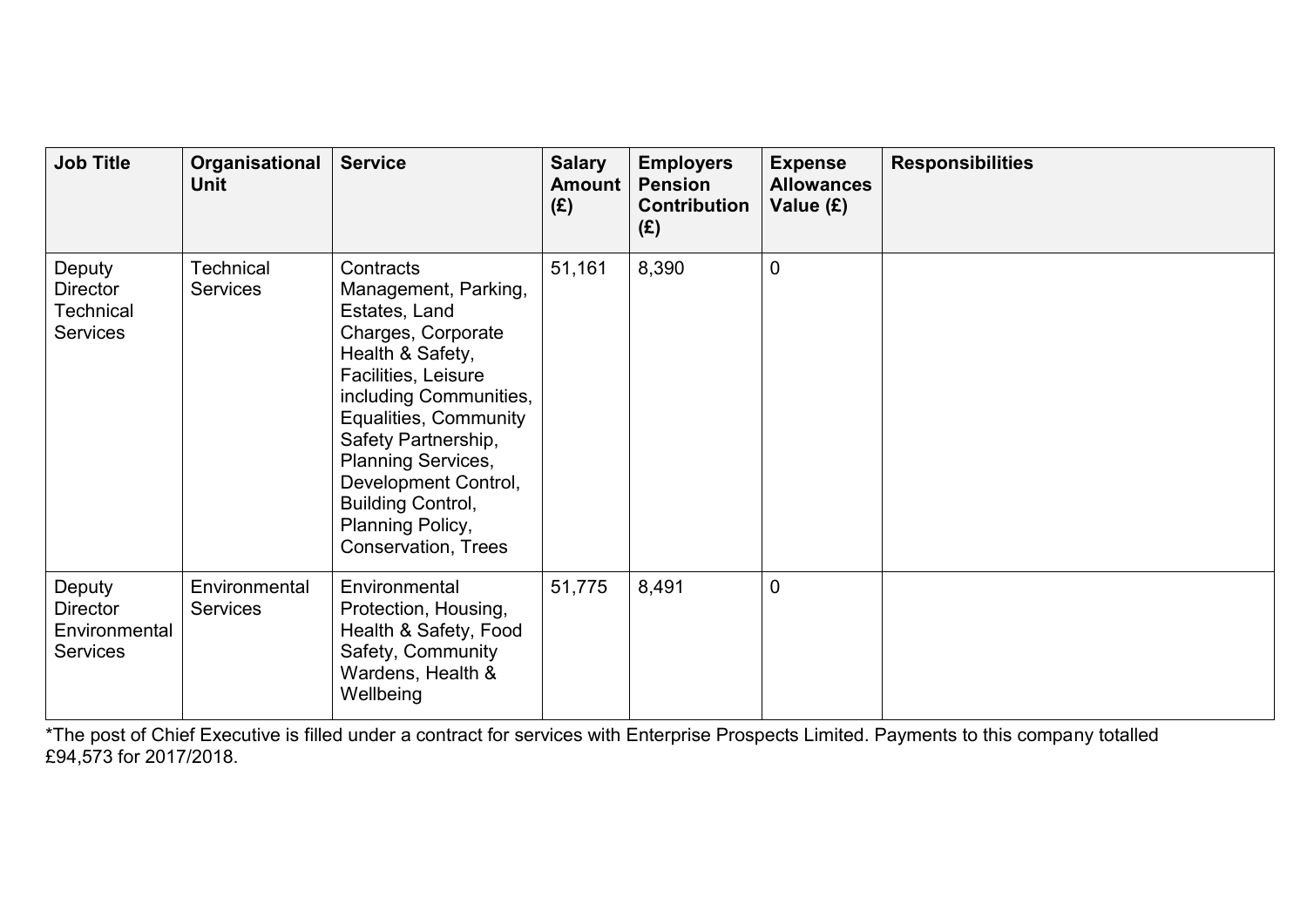| Job Title | Organisational Unit | Service | Salary Amount (£) | Employers Pension Contribution (£) | Expense Allowances Value (£) | Responsibilities |
| --- | --- | --- | --- | --- | --- | --- |
| Deputy Director Technical Services | Technical Services | Contracts Management, Parking, Estates, Land Charges, Corporate Health & Safety, Facilities, Leisure including Communities, Equalities, Community Safety Partnership, Planning Services, Development Control, Building Control, Planning Policy, Conservation, Trees | 51,161 | 8,390 | 0 | |
| Deputy Director Environmental Services | Environmental Services | Environmental Protection, Housing, Health & Safety, Food Safety, Community Wardens, Health & Wellbeing | 51,775 | 8,491 | 0 | |

*The post of Chief Executive is filled under a contract for services with Enterprise Prospects Limited. Payments to this company totalled £94,573 for 2017/2018.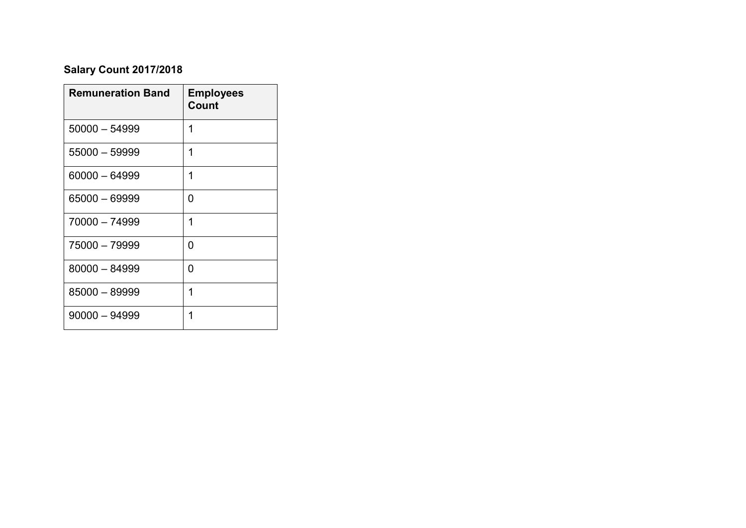**Salary Count 2017/2018**

| Remuneration Band | Employees Count |
| --- | --- |
| 50000 – 54999 | 1 |
| 55000 – 59999 | 1 |
| 60000 – 64999 | 1 |
| 65000 – 69999 | 0 |
| 70000 – 74999 | 1 |
| 75000 – 79999 | 0 |
| 80000 – 84999 | 0 |
| 85000 – 89999 | 1 |
| 90000 – 94999 | 1 |